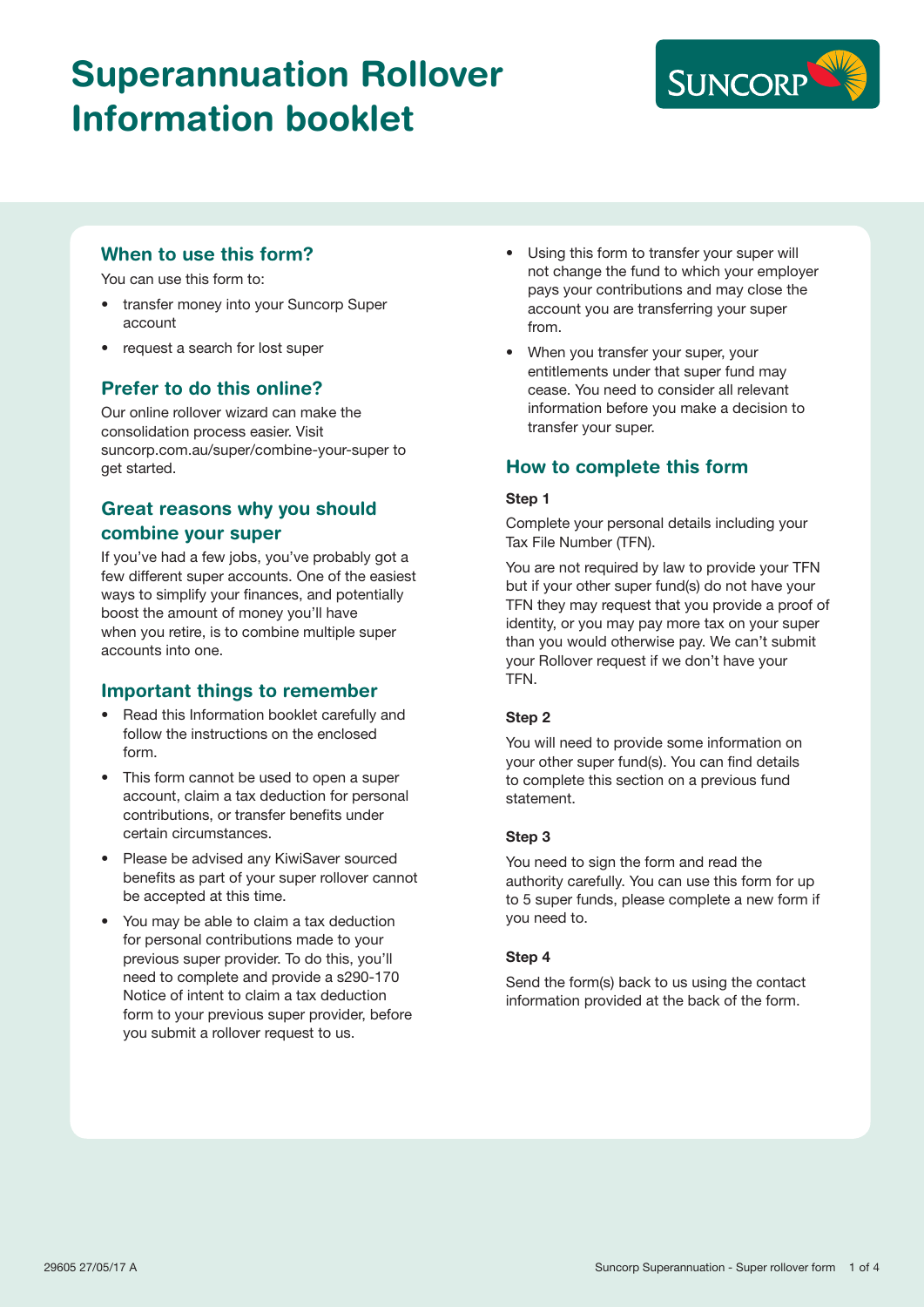# Superannuation Rollover Information booklet

SUNCORP

## When to use this form?

You can use this form to:

- transfer money into your Suncorp Super account
- request a search for lost super

## Prefer to do this online?

Our online rollover wizard can make the consolidation process easier. Visit suncorp.com.au/super/combine-your-super to get started.

## Great reasons why you should combine your super

If you've had a few jobs, you've probably got a few different super accounts. One of the easiest ways to simplify your finances, and potentially boost the amount of money you'll have when you retire, is to combine multiple super accounts into one.

## Important things to remember

- Read this Information booklet carefully and follow the instructions on the enclosed form.
- This form cannot be used to open a super account, claim a tax deduction for personal contributions, or transfer benefits under certain circumstances.
- Please be advised any KiwiSaver sourced benefits as part of your super rollover cannot be accepted at this time.
- You may be able to claim a tax deduction for personal contributions made to your previous super provider. To do this, you'll need to complete and provide a s290-170 Notice of intent to claim a tax deduction form to your previous super provider, before you submit a rollover request to us.
- Using this form to transfer your super will not change the fund to which your employer pays your contributions and may close the account you are transferring your super from.
- When you transfer your super, your entitlements under that super fund may cease. You need to consider all relevant information before you make a decision to transfer your super.

## How to complete this form

**Step 1**

Complete your personal details including your Tax File Number (TFN).

You are not required by law to provide your TFN but if your other super fund(s) do not have your TFN they may request that you provide a proof of identity, or you may pay more tax on your super than you would otherwise pay. We can't submit your Rollover request if we don't have your TFN.

**Step 2**

You will need to provide some information on your other super fund(s). You can find details to complete this section on a previous fund statement.

**Step 3**

You need to sign the form and read the authority carefully. You can use this form for up to 5 super funds, please complete a new form if you need to.

**Step 4**

Send the form(s) back to us using the contact information provided at the back of the form.

29605 27/05/17 A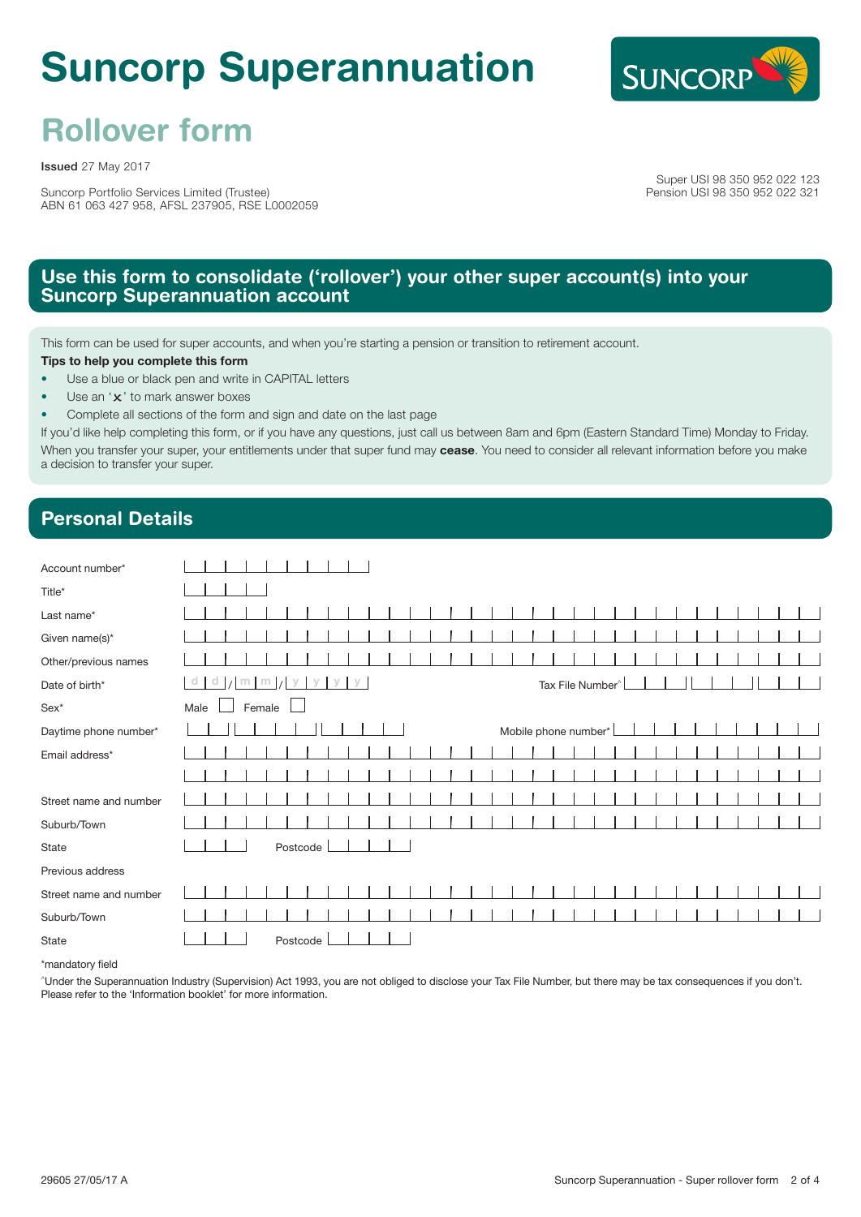# Suncorp Superannuation

## Rollover form

**Issued** 27 May 2017

Suncorp Portfolio Services Limited (Trustee)
ABN 61 063 427 958, AFSL 237905, RSE L0002059

Super USI 98 350 952 022 123
Pension USI 98 350 952 022 321

## Use this form to consolidate ('rollover') your other super account(s) into your Suncorp Superannuation account

This form can be used for super accounts, and when you're starting a pension or transition to retirement account.

**Tips to help you complete this form**

- Use a blue or black pen and write in CAPITAL letters
- Use an '✕' to mark answer boxes
- Complete all sections of the form and sign and date on the last page

If you'd like help completing this form, or if you have any questions, just call us between 8am and 6pm (Eastern Standard Time) Monday to Friday.

When you transfer your super, your entitlements under that super fund may **cease**. You need to consider all relevant information before you make a decision to transfer your super.

## Personal Details

Account number*

Title*

Last name*

Given name(s)*

Other/previous names

Date of birth* d d / m m / y y y y     Tax File Number^

Sex* Male ☐ Female ☐

Daytime phone number*     Mobile phone number*

Email address*

Street name and number

Suburb/Town

State     Postcode

Previous address

Street name and number

Suburb/Town

State     Postcode

*mandatory field

^Under the Superannuation Industry (Supervision) Act 1993, you are not obliged to disclose your Tax File Number, but there may be tax consequences if you don't. Please refer to the 'Information booklet' for more information.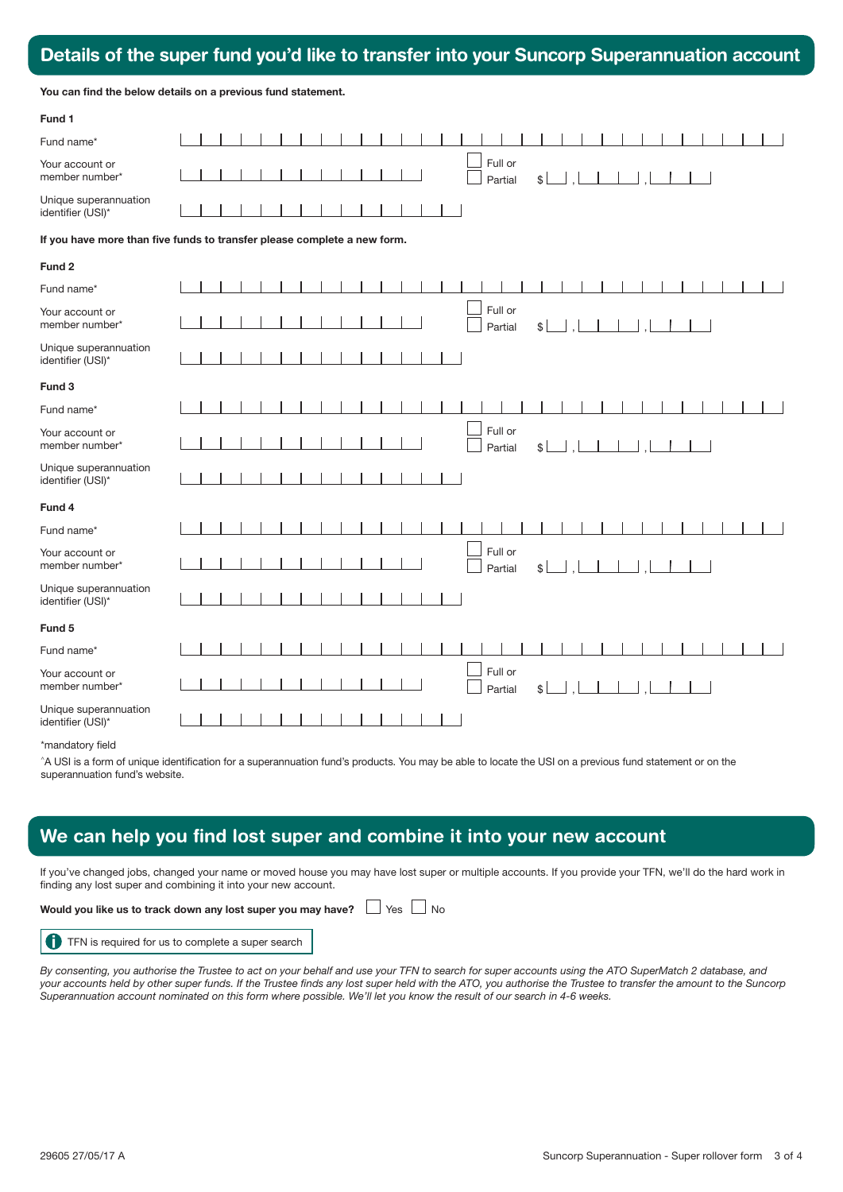## Details of the super fund you'd like to transfer into your Suncorp Superannuation account

**You can find the below details on a previous fund statement.**

**Fund 1**

Fund name*

Your account or member number* ☐ Full or ☐ Partial $ , ,

Unique superannuation identifier (USI)*

**If you have more than five funds to transfer please complete a new form.**

**Fund 2**

Fund name*

Your account or member number* ☐ Full or ☐ Partial $ , ,

Unique superannuation identifier (USI)*

**Fund 3**

Fund name*

Your account or member number* ☐ Full or ☐ Partial $ , ,

Unique superannuation identifier (USI)*

**Fund 4**

Fund name*

Your account or member number* ☐ Full or ☐ Partial $ , ,

Unique superannuation identifier (USI)*

**Fund 5**

Fund name*

Your account or member number* ☐ Full or ☐ Partial $ , ,

Unique superannuation identifier (USI)*

*mandatory field

^A USI is a form of unique identification for a superannuation fund's products. You may be able to locate the USI on a previous fund statement or on the superannuation fund's website.

## We can help you find lost super and combine it into your new account

If you've changed jobs, changed your name or moved house you may have lost super or multiple accounts. If you provide your TFN, we'll do the hard work in finding any lost super and combining it into your new account.

**Would you like us to track down any lost super you may have?** ☐ Yes ☐ No

TFN is required for us to complete a super search

*By consenting, you authorise the Trustee to act on your behalf and use your TFN to search for super accounts using the ATO SuperMatch 2 database, and your accounts held by other super funds. If the Trustee finds any lost super held with the ATO, you authorise the Trustee to transfer the amount to the Suncorp Superannuation account nominated on this form where possible. We'll let you know the result of our search in 4-6 weeks.*

29605 27/05/17 A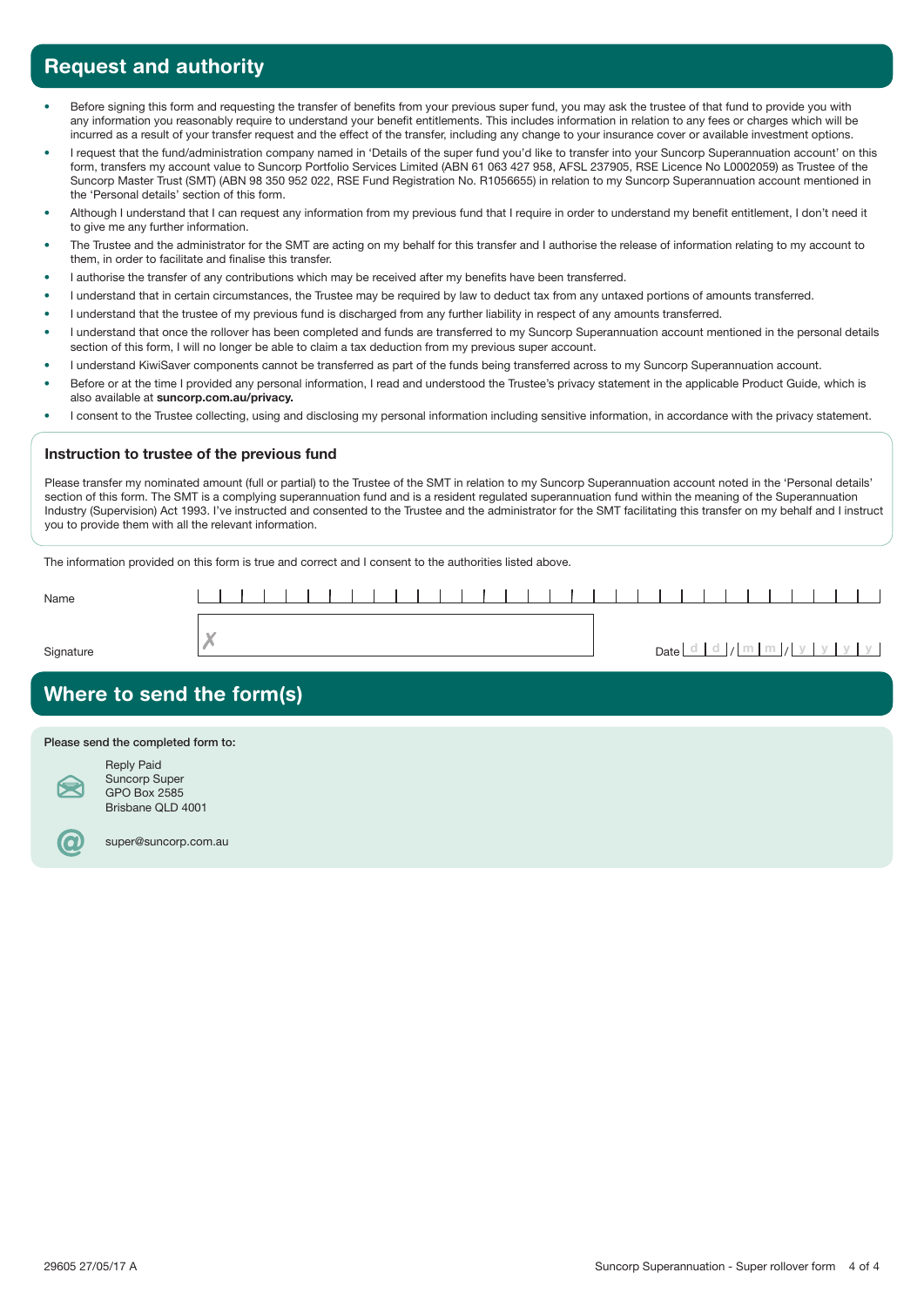## Request and authority

- Before signing this form and requesting the transfer of benefits from your previous super fund, you may ask the trustee of that fund to provide you with any information you reasonably require to understand your benefit entitlements. This includes information in relation to any fees or charges which will be incurred as a result of your transfer request and the effect of the transfer, including any change to your insurance cover or available investment options.
- I request that the fund/administration company named in 'Details of the super fund you'd like to transfer into your Suncorp Superannuation account' on this form, transfers my account value to Suncorp Portfolio Services Limited (ABN 61 063 427 958, AFSL 237905, RSE Licence No L0002059) as Trustee of the Suncorp Master Trust (SMT) (ABN 98 350 952 022, RSE Fund Registration No. R1056655) in relation to my Suncorp Superannuation account mentioned in the 'Personal details' section of this form.
- Although I understand that I can request any information from my previous fund that I require in order to understand my benefit entitlement, I don't need it to give me any further information.
- The Trustee and the administrator for the SMT are acting on my behalf for this transfer and I authorise the release of information relating to my account to them, in order to facilitate and finalise this transfer.
- I authorise the transfer of any contributions which may be received after my benefits have been transferred.
- I understand that in certain circumstances, the Trustee may be required by law to deduct tax from any untaxed portions of amounts transferred.
- I understand that the trustee of my previous fund is discharged from any further liability in respect of any amounts transferred.
- I understand that once the rollover has been completed and funds are transferred to my Suncorp Superannuation account mentioned in the personal details section of this form, I will no longer be able to claim a tax deduction from my previous super account.
- I understand KiwiSaver components cannot be transferred as part of the funds being transferred across to my Suncorp Superannuation account.
- Before or at the time I provided any personal information, I read and understood the Trustee's privacy statement in the applicable Product Guide, which is also available at **suncorp.com.au/privacy.**
- I consent to the Trustee collecting, using and disclosing my personal information including sensitive information, in accordance with the privacy statement.

### Instruction to trustee of the previous fund

Please transfer my nominated amount (full or partial) to the Trustee of the SMT in relation to my Suncorp Superannuation account noted in the 'Personal details' section of this form. The SMT is a complying superannuation fund and is a resident regulated superannuation fund within the meaning of the Superannuation Industry (Supervision) Act 1993. I've instructed and consented to the Trustee and the administrator for the SMT facilitating this transfer on my behalf and I instruct you to provide them with all the relevant information.

The information provided on this form is true and correct and I consent to the authorities listed above.

Name

Signature ✗

Date d d / m m / y y y y

## Where to send the form(s)

Please send the completed form to:

Reply Paid
Suncorp Super
GPO Box 2585
Brisbane QLD 4001

super@suncorp.com.au

29605 27/05/17 A